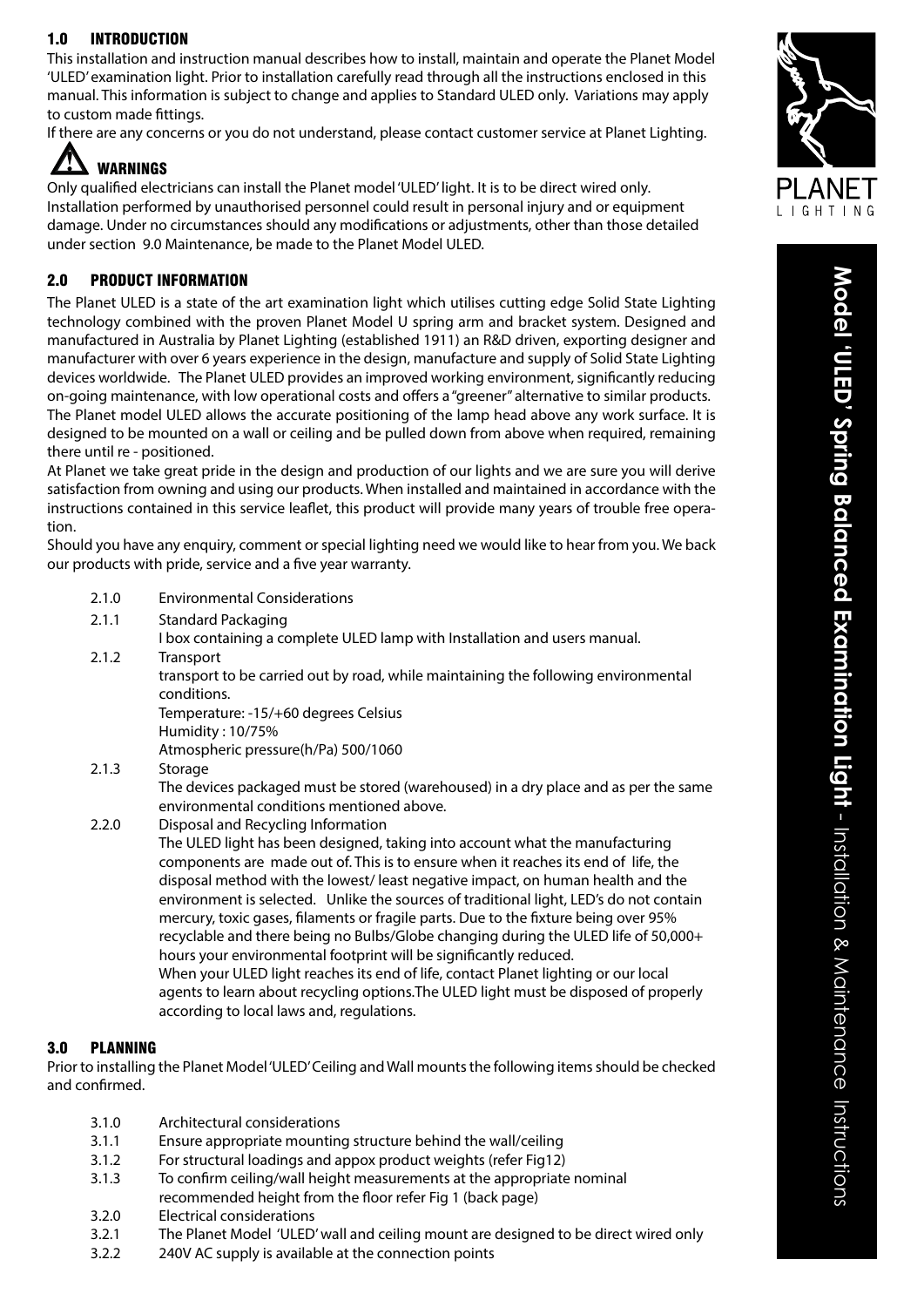## 1.0 INTRODUCTION

This installation and instruction manual describes how to install, maintain and operate the Planet Model 'ULED' examination light. Prior to installation carefully read through all the instructions enclosed in this manual. This information is subject to change and applies to Standard ULED only. Variations may apply to custom made fittings.

If there are any concerns or you do not understand, please contact customer service at Planet Lighting.

## WARNINGS

Only qualified electricians can install the Planet model 'ULED' light. It is to be direct wired only. Installation performed by unauthorised personnel could result in personal injury and or equipment damage. Under no circumstances should any modifications or adjustments, other than those detailed under section 9.0 Maintenance, be made to the Planet Model ULED.

## 2.0 PRODUCT INFORMATION

The Planet ULED is a state of the art examination light which utilises cutting edge Solid State Lighting technology combined with the proven Planet Model U spring arm and bracket system. Designed and manufactured in Australia by Planet Lighting (established 1911) an R&D driven, exporting designer and manufacturer with over 6 years experience in the design, manufacture and supply of Solid State Lighting devices worldwide. The Planet ULED provides an improved working environment, significantly reducing on-going maintenance, with low operational costs and offers a "greener" alternative to similar products.

The Planet model ULED allows the accurate positioning of the lamp head above any work surface. It is designed to be mounted on a wall or ceiling and be pulled down from above when required, remaining there until re - positioned.

At Planet we take great pride in the design and production of our lights and we are sure you will derive satisfaction from owning and using our products. When installed and maintained in accordance with the instructions contained in this service leaflet, this product will provide many years of trouble free operation.

Should you have any enquiry, comment or special lighting need we would like to hear from you. We back our products with pride, service and a five year warranty.

2.1.0 Environmental Considerations

2.1.1 Standard Packaging
I box containing a complete ULED lamp with Installation and users manual.

2.1.2 Transport
transport to be carried out by road, while maintaining the following environmental conditions.
Temperature: -15/+60 degrees Celsius
Humidity : 10/75%
Atmospheric pressure(h/Pa) 500/1060

2.1.3 Storage
The devices packaged must be stored (warehoused) in a dry place and as per the same environmental conditions mentioned above.

2.2.0 Disposal and Recycling Information
The ULED light has been designed, taking into account what the manufacturing components are made out of. This is to ensure when it reaches its end of life, the disposal method with the lowest/ least negative impact, on human health and the environment is selected. Unlike the sources of traditional light, LED's do not contain mercury, toxic gases, filaments or fragile parts. Due to the fixture being over 95% recyclable and there being no Bulbs/Globe changing during the ULED life of 50,000+ hours your environmental footprint will be significantly reduced.
When your ULED light reaches its end of life, contact Planet lighting or our local agents to learn about recycling options.The ULED light must be disposed of properly according to local laws and, regulations.

## 3.0 PLANNING

Prior to installing the Planet Model 'ULED' Ceiling and Wall mounts the following items should be checked and confirmed.

3.1.0 Architectural considerations
3.1.1 Ensure appropriate mounting structure behind the wall/ceiling
3.1.2 For structural loadings and appox product weights (refer Fig12)
3.1.3 To confirm ceiling/wall height measurements at the appropriate nominal recommended height from the floor refer Fig 1 (back page)
3.2.0 Electrical considerations
3.2.1 The Planet Model 'ULED' wall and ceiling mount are designed to be direct wired only
3.2.2 240V AC supply is available at the connection points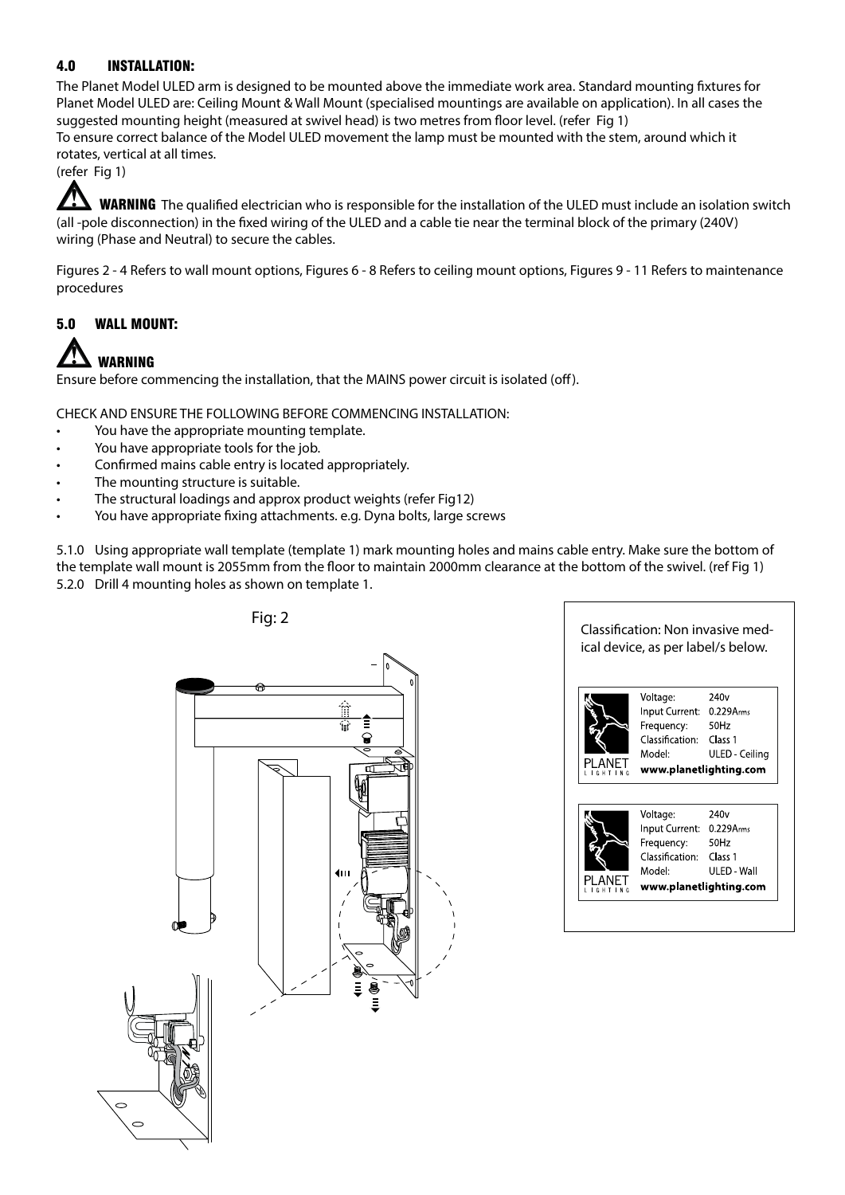## 4.0 INSTALLATION:

The Planet Model ULED arm is designed to be mounted above the immediate work area. Standard mounting fixtures for Planet Model ULED are: Ceiling Mount & Wall Mount (specialised mountings are available on application). In all cases the suggested mounting height (measured at swivel head) is two metres from floor level. (refer Fig 1)
To ensure correct balance of the Model ULED movement the lamp must be mounted with the stem, around which it rotates, vertical at all times.
(refer Fig 1)

**WARNING** The qualified electrician who is responsible for the installation of the ULED must include an isolation switch (all -pole disconnection) in the fixed wiring of the ULED and a cable tie near the terminal block of the primary (240V) wiring (Phase and Neutral) to secure the cables.

Figures 2 - 4 Refers to wall mount options, Figures 6 - 8 Refers to ceiling mount options, Figures 9 - 11 Refers to maintenance procedures

## 5.0 WALL MOUNT:

**WARNING**

Ensure before commencing the installation, that the MAINS power circuit is isolated (off).

CHECK AND ENSURE THE FOLLOWING BEFORE COMMENCING INSTALLATION:

- You have the appropriate mounting template.
- You have appropriate tools for the job.
- Confirmed mains cable entry is located appropriately.
- The mounting structure is suitable.
- The structural loadings and approx product weights (refer Fig12)
- You have appropriate fixing attachments. e.g. Dyna bolts, large screws

5.1.0 Using appropriate wall template (template 1) mark mounting holes and mains cable entry. Make sure the bottom of the template wall mount is 2055mm from the floor to maintain 2000mm clearance at the bottom of the swivel. (ref Fig 1)
5.2.0 Drill 4 mounting holes as shown on template 1.

Fig: 2

Classification: Non invasive medical device, as per label/s below.

| | |
|---|---|
| Voltage: | 240v |
| Input Current: | 0.229Arms |
| Frequency: | 50Hz |
| Classification: | Class 1 |
| Model: | ULED - Ceiling |

PLANET LIGHTING www.planetlighting.com

| | |
|---|---|
| Voltage: | 240v |
| Input Current: | 0.229Arms |
| Frequency: | 50Hz |
| Classification: | Class 1 |
| Model: | ULED - Wall |

PLANET LIGHTING www.planetlighting.com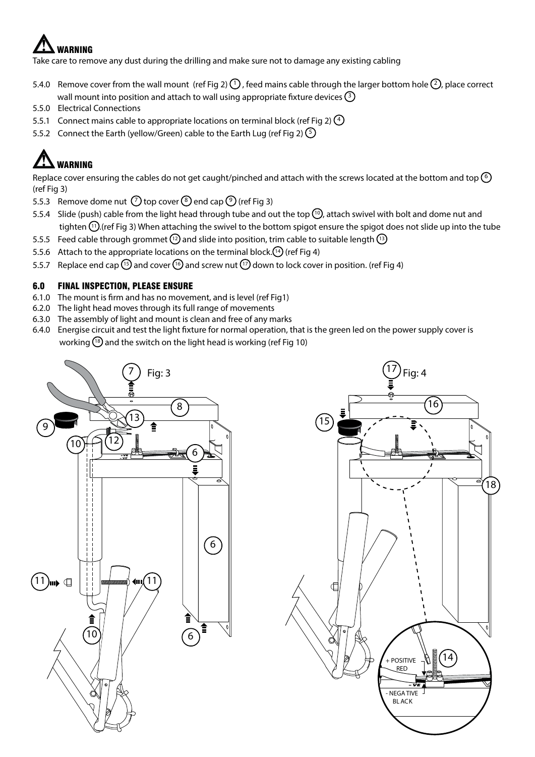## ⚠ WARNING

Take care to remove any dust during the drilling and make sure not to damage any existing cabling

- 5.4.0 Remove cover from the wall mount (ref Fig 2) (1), feed mains cable through the larger bottom hole (2), place correct wall mount into position and attach to wall using appropriate fixture devices (3)
- 5.5.0 Electrical Connections
- 5.5.1 Connect mains cable to appropriate locations on terminal block (ref Fig 2) (4)
- 5.5.2 Connect the Earth (yellow/Green) cable to the Earth Lug (ref Fig 2) (5)

## ⚠ WARNING

Replace cover ensuring the cables do not get caught/pinched and attach with the screws located at the bottom and top (6) (ref Fig 3)

- 5.5.3 Remove dome nut (7) top cover (8) end cap (9) (ref Fig 3)
- 5.5.4 Slide (push) cable from the light head through tube and out the top (10), attach swivel with bolt and dome nut and tighten (11).(ref Fig 3) When attaching the swivel to the bottom spigot ensure the spigot does not slide up into the tube
- 5.5.5 Feed cable through grommet (12) and slide into position, trim cable to suitable length (13)
- 5.5.6 Attach to the appropriate locations on the terminal block.(14) (ref Fig 4)
- 5.5.7 Replace end cap (15) and cover (16) and screw nut (17) down to lock cover in position. (ref Fig 4)

## 6.0 FINAL INSPECTION, PLEASE ENSURE

- 6.1.0 The mount is firm and has no movement, and is level (ref Fig1)
- 6.2.0 The light head moves through its full range of movements
- 6.3.0 The assembly of light and mount is clean and free of any marks
- 6.4.0 Energise circuit and test the light fixture for normal operation, that is the green led on the power supply cover is working (18) and the switch on the light head is working (ref Fig 10)

Fig: 3

Fig: 4

+ POSITIVE RED

- NEGATIVE BLACK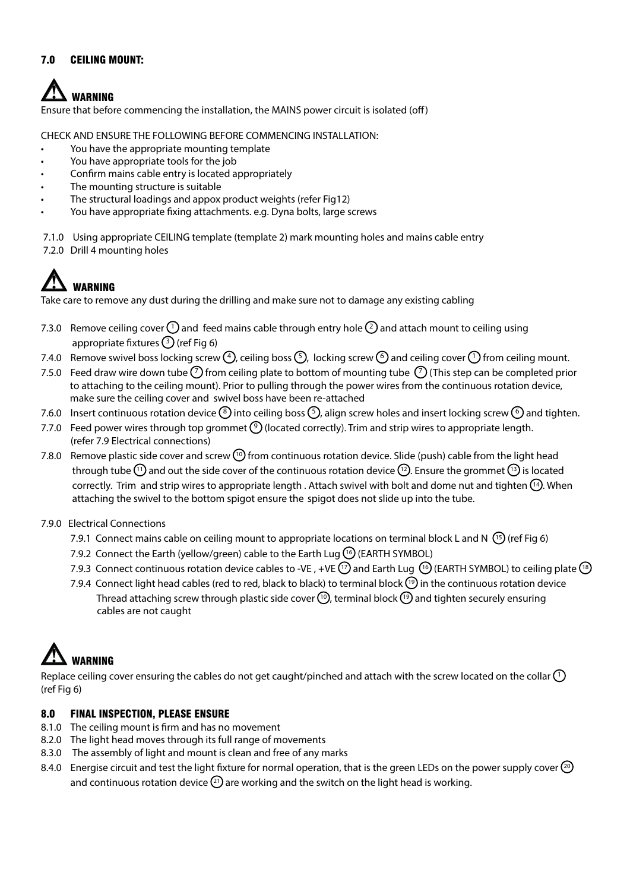## 7.0 CEILING MOUNT:

### ⚠ WARNING

Ensure that before commencing the installation, the MAINS power circuit is isolated (off)

CHECK AND ENSURE THE FOLLOWING BEFORE COMMENCING INSTALLATION:

- You have the appropriate mounting template
- You have appropriate tools for the job
- Confirm mains cable entry is located appropriately
- The mounting structure is suitable
- The structural loadings and appox product weights (refer Fig12)
- You have appropriate fixing attachments. e.g. Dyna bolts, large screws

7.1.0 Using appropriate CEILING template (template 2) mark mounting holes and mains cable entry

7.2.0 Drill 4 mounting holes

### ⚠ WARNING

Take care to remove any dust during the drilling and make sure not to damage any existing cabling

7.3.0 Remove ceiling cover (1) and feed mains cable through entry hole (2) and attach mount to ceiling using appropriate fixtures (3) (ref Fig 6)

7.4.0 Remove swivel boss locking screw (4), ceiling boss (5), locking screw (6) and ceiling cover (1) from ceiling mount.

7.5.0 Feed draw wire down tube (7) from ceiling plate to bottom of mounting tube (7) (This step can be completed prior to attaching to the ceiling mount). Prior to pulling through the power wires from the continuous rotation device, make sure the ceiling cover and swivel boss have been re-attached

7.6.0 Insert continuous rotation device (8) into ceiling boss (5), align screw holes and insert locking screw (6) and tighten.

7.7.0 Feed power wires through top grommet (9) (located correctly). Trim and strip wires to appropriate length. (refer 7.9 Electrical connections)

7.8.0 Remove plastic side cover and screw (10) from continuous rotation device. Slide (push) cable from the light head through tube (11) and out the side cover of the continuous rotation device (12). Ensure the grommet (13) is located correctly. Trim and strip wires to appropriate length . Attach swivel with bolt and dome nut and tighten (14). When attaching the swivel to the bottom spigot ensure the spigot does not slide up into the tube.

7.9.0 Electrical Connections

- 7.9.1 Connect mains cable on ceiling mount to appropriate locations on terminal block L and N (15) (ref Fig 6)
- 7.9.2 Connect the Earth (yellow/green) cable to the Earth Lug (16) (EARTH SYMBOL)
- 7.9.3 Connect continuous rotation device cables to -VE , +VE (17) and Earth Lug (16) (EARTH SYMBOL) to ceiling plate (18)
- 7.9.4 Connect light head cables (red to red, black to black) to terminal block (19) in the continuous rotation device Thread attaching screw through plastic side cover (10), terminal block (19) and tighten securely ensuring cables are not caught

### ⚠ WARNING

Replace ceiling cover ensuring the cables do not get caught/pinched and attach with the screw located on the collar (1) (ref Fig 6)

## 8.0 FINAL INSPECTION, PLEASE ENSURE

8.1.0 The ceiling mount is firm and has no movement

8.2.0 The light head moves through its full range of movements

8.3.0 The assembly of light and mount is clean and free of any marks

8.4.0 Energise circuit and test the light fixture for normal operation, that is the green LEDs on the power supply cover (20) and continuous rotation device (21) are working and the switch on the light head is working.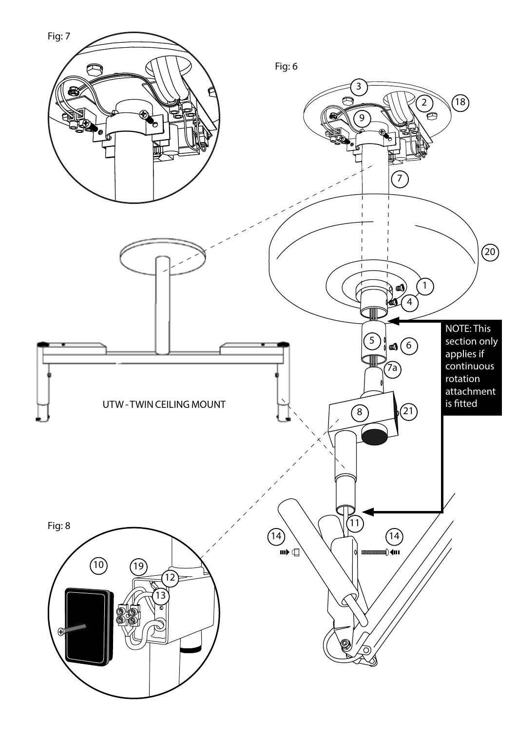Fig: 7

Fig: 6

UTW - TWIN CEILING MOUNT

NOTE: This section only applies if continuous rotation attachment is fitted

Fig: 8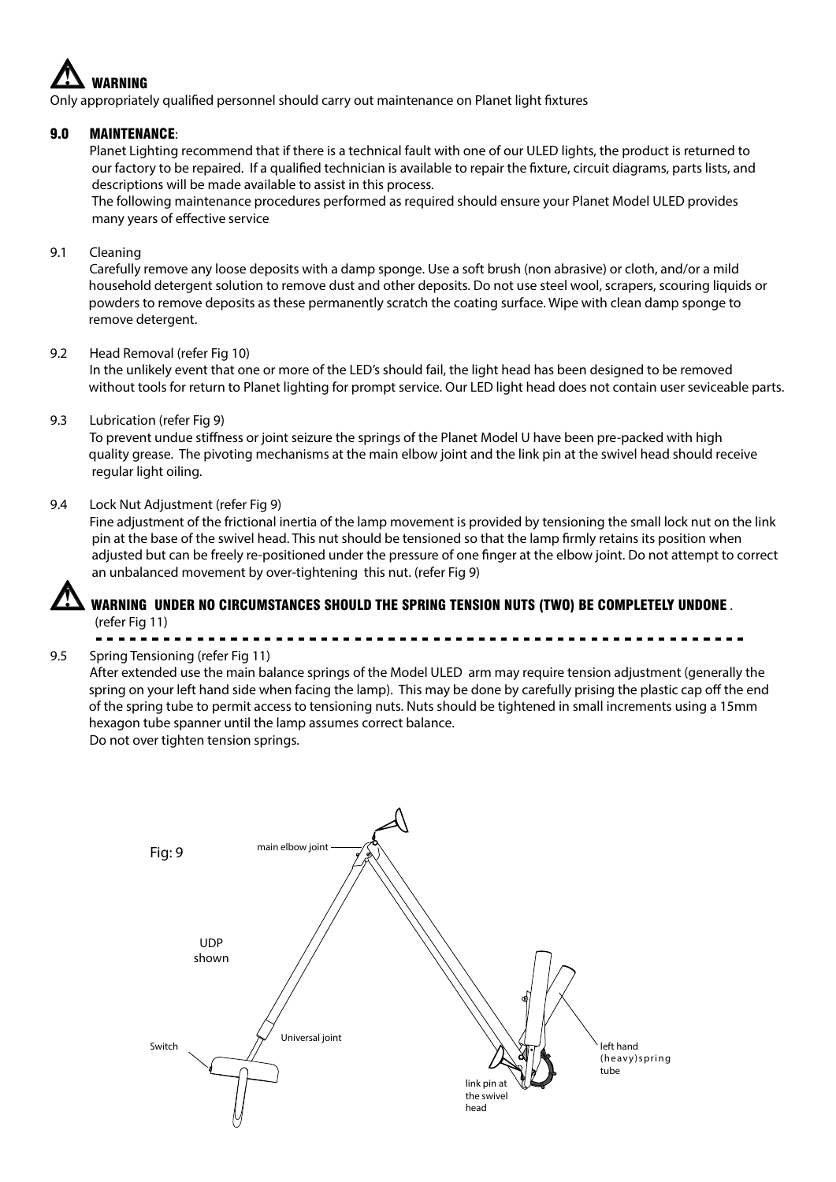**WARNING**

Only appropriately qualified personnel should carry out maintenance on Planet light fixtures

## 9.0 MAINTENANCE:

Planet Lighting recommend that if there is a technical fault with one of our ULED lights, the product is returned to our factory to be repaired. If a qualified technician is available to repair the fixture, circuit diagrams, parts lists, and descriptions will be made available to assist in this process.

The following maintenance procedures performed as required should ensure your Planet Model ULED provides many years of effective service

### 9.1 Cleaning

Carefully remove any loose deposits with a damp sponge. Use a soft brush (non abrasive) or cloth, and/or a mild household detergent solution to remove dust and other deposits. Do not use steel wool, scrapers, scouring liquids or powders to remove deposits as these permanently scratch the coating surface. Wipe with clean damp sponge to remove detergent.

### 9.2 Head Removal (refer Fig 10)

In the unlikely event that one or more of the LED's should fail, the light head has been designed to be removed without tools for return to Planet lighting for prompt service. Our LED light head does not contain user seviceable parts.

### 9.3 Lubrication (refer Fig 9)

To prevent undue stiffness or joint seizure the springs of the Planet Model U have been pre-packed with high quality grease. The pivoting mechanisms at the main elbow joint and the link pin at the swivel head should receive regular light oiling.

### 9.4 Lock Nut Adjustment (refer Fig 9)

Fine adjustment of the frictional inertia of the lamp movement is provided by tensioning the small lock nut on the link pin at the base of the swivel head. This nut should be tensioned so that the lamp firmly retains its position when adjusted but can be freely re-positioned under the pressure of one finger at the elbow joint. Do not attempt to correct an unbalanced movement by over-tightening this nut. (refer Fig 9)

**WARNING UNDER NO CIRCUMSTANCES SHOULD THE SPRING TENSION NUTS (TWO) BE COMPLETELY UNDONE**.
(refer Fig 11)

### 9.5 Spring Tensioning (refer Fig 11)

After extended use the main balance springs of the Model ULED arm may require tension adjustment (generally the spring on your left hand side when facing the lamp). This may be done by carefully prising the plastic cap off the end of the spring tube to permit access to tensioning nuts. Nuts should be tightened in small increments using a 15mm hexagon tube spanner until the lamp assumes correct balance.

Do not over tighten tension springs.

Fig: 9

UDP shown

main elbow joint

Universal joint

Switch

link pin at the swivel head

left hand (heavy) spring tube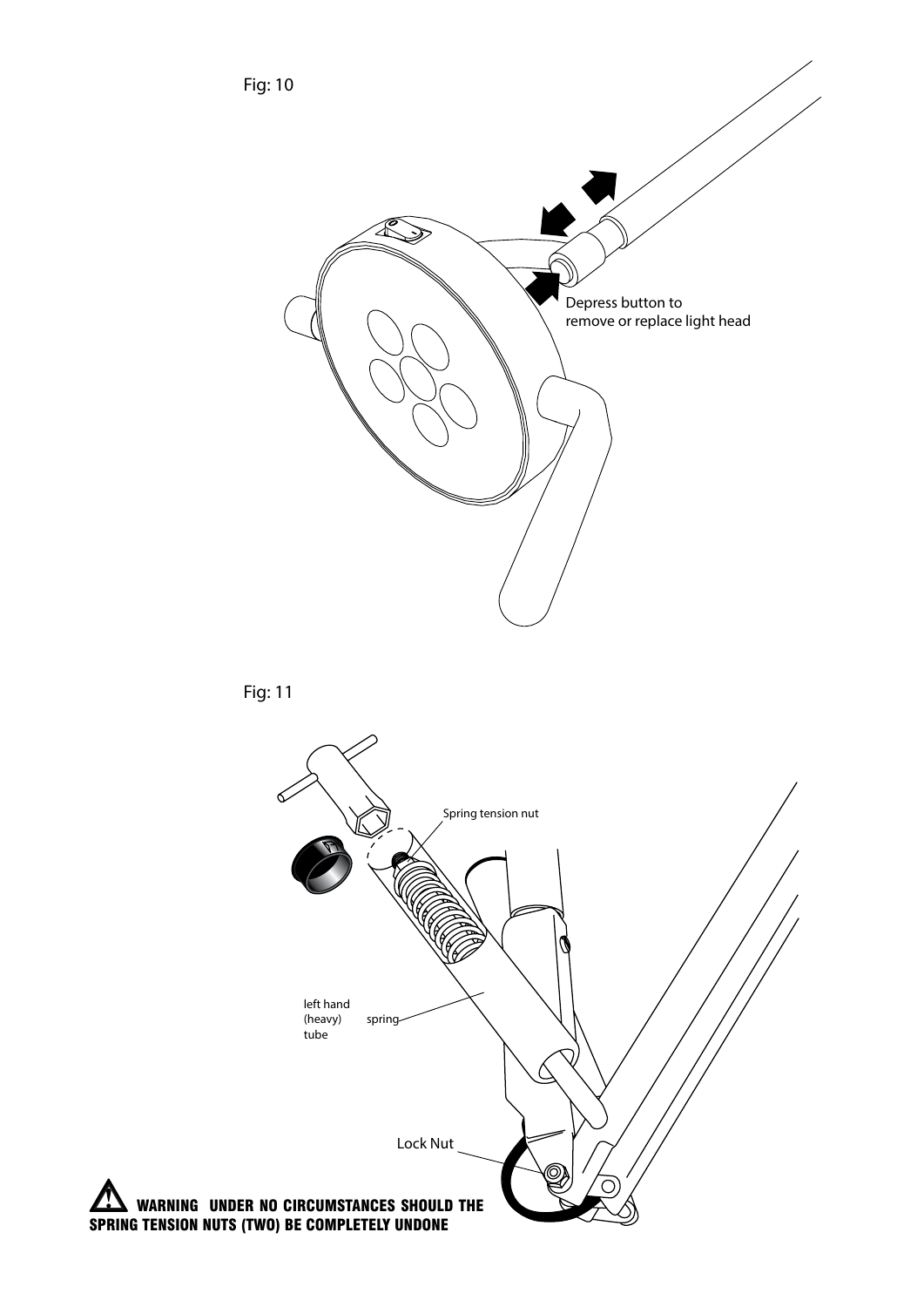Fig: 10

Depress button to remove or replace light head

Fig: 11

Spring tension nut

left hand (heavy) tube

spring

Lock Nut

**⚠ WARNING UNDER NO CIRCUMSTANCES SHOULD THE SPRING TENSION NUTS (TWO) BE COMPLETELY UNDONE**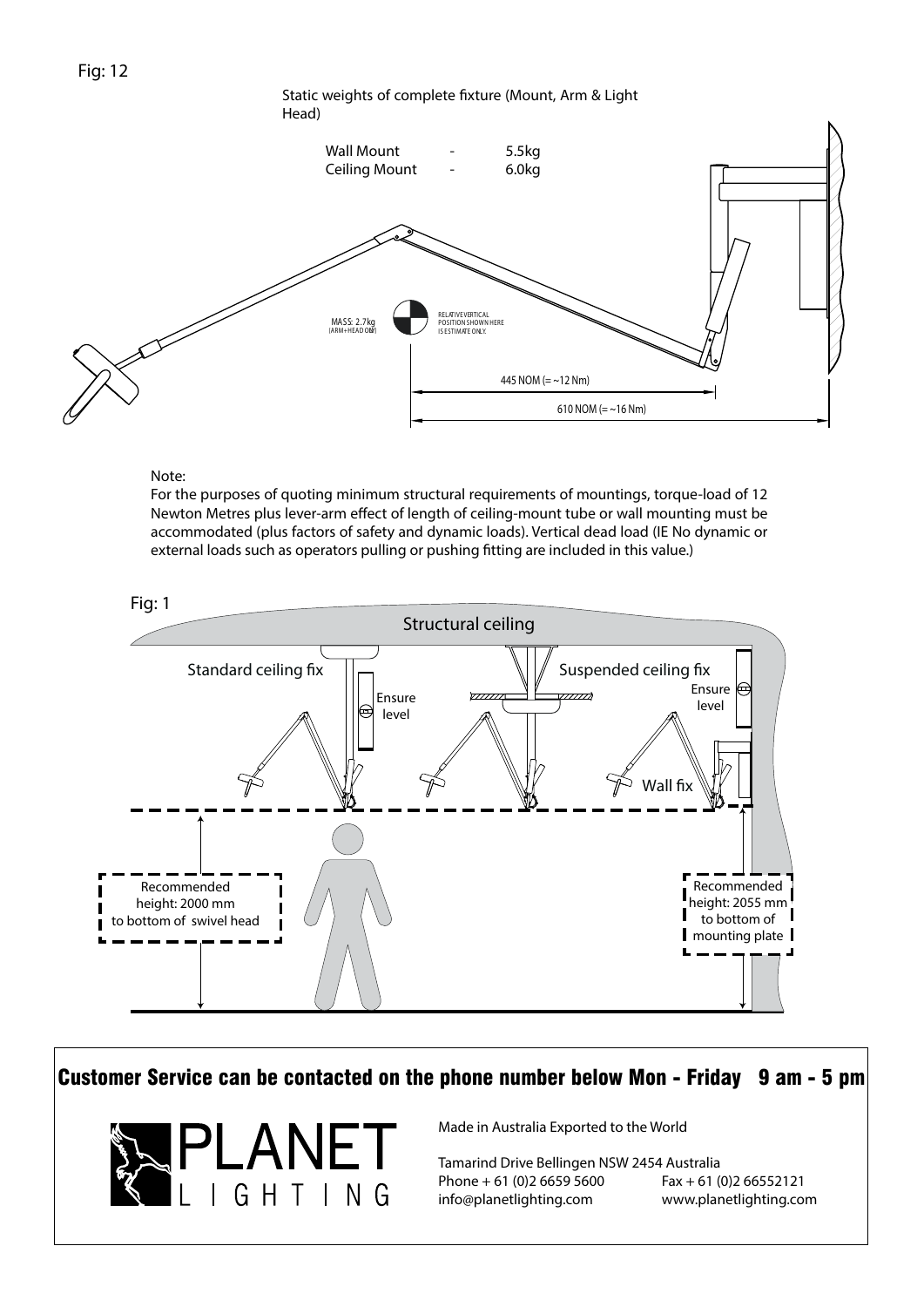Fig: 12

Static weights of complete fixture (Mount, Arm & Light Head)

| | | |
|---|---|---|
| Wall Mount | - | 5.5kg |
| Ceiling Mount | - | 6.0kg |

MASS: 2.7kg
(ARM+HEAD ONLY)

RELATIVE VERTICAL POSITION SHOWN HERE IS ESTIMATE ONLY.

445 NOM (= ~12 Nm)

610 NOM (= ~16 Nm)

Note:

For the purposes of quoting minimum structural requirements of mountings, torque-load of 12 Newton Metres plus lever-arm effect of length of ceiling-mount tube or wall mounting must be accommodated (plus factors of safety and dynamic loads). Vertical dead load (IE No dynamic or external loads such as operators pulling or pushing fitting are included in this value.)

Fig: 1

Structural ceiling

Standard ceiling fix

Ensure level

Suspended ceiling fix

Ensure level

Wall fix

Recommended height: 2000 mm to bottom of swivel head

Recommended height: 2055 mm to bottom of mounting plate

**Customer Service can be contacted on the phone number below Mon - Friday 9 am - 5 pm**

PLANET LIGHTING

Made in Australia Exported to the World

Tamarind Drive Bellingen NSW 2454 Australia
Phone + 61 (0)2 6659 5600 Fax + 61 (0)2 66552121
info@planetlighting.com www.planetlighting.com